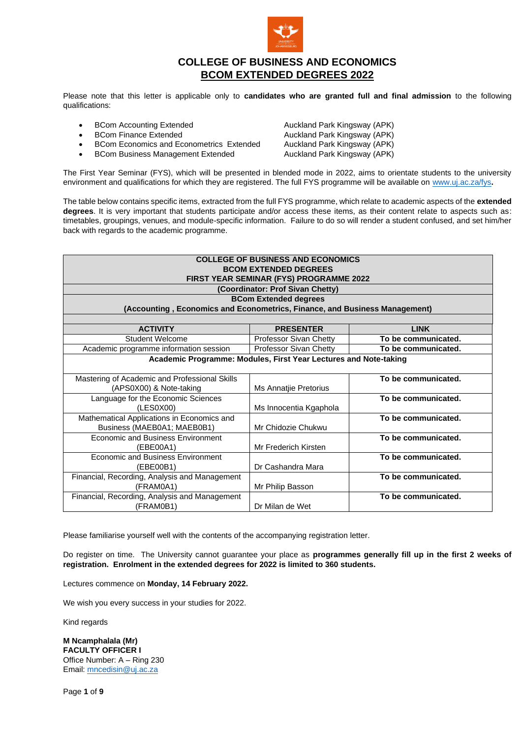# COLLEGE OF BUSINESS AND ECONOMICS

## BCOM EXTENDED DEGREES 2022

Please note that this letter is applicable only to **candidates who are granted full and final admission** to the following qualifications:

- BCom Accounting Extended — Auckland Park Kingsway (APK)
- BCom Finance Extended — Auckland Park Kingsway (APK)
- BCom Economics and Econometrics Extended — Auckland Park Kingsway (APK)
- BCom Business Management Extended — Auckland Park Kingsway (APK)

The First Year Seminar (FYS), which will be presented in blended mode in 2022, aims to orientate students to the university environment and qualifications for which they are registered. The full FYS programme will be available on www.uj.ac.za/fys**.**

The table below contains specific items, extracted from the full FYS programme, which relate to academic aspects of the **extended degrees**. It is very important that students participate and/or access these items, as their content relate to aspects such as: timetables, groupings, venues, and module-specific information. Failure to do so will render a student confused, and set him/her back with regards to the academic programme.

| **COLLEGE OF BUSINESS AND ECONOMICS<br>BCOM EXTENDED DEGREES<br>FIRST YEAR SEMINAR (FYS) PROGRAMME 2022** | | |
|---|---|---|
| **(Coordinator: Prof Sivan Chetty)** | | |
| **BCom Extended degrees<br>(Accounting , Economics and Econometrics, Finance, and Business Management)** | | |
| **ACTIVITY** | **PRESENTER** | **LINK** |
| Student Welcome | Professor Sivan Chetty | **To be communicated.** |
| Academic programme information session | Professor Sivan Chetty | **To be communicated.** |
| **Academic Programme: Modules, First Year Lectures and Note-taking** | | |
| Mastering of Academic and Professional Skills (APS0X00) & Note-taking | Ms Annatjie Pretorius | **To be communicated.** |
| Language for the Economic Sciences (LES0X00) | Ms Innocentia Kgaphola | **To be communicated.** |
| Mathematical Applications in Economics and Business (MAEB0A1; MAEB0B1) | Mr Chidozie Chukwu | **To be communicated.** |
| Economic and Business Environment (EBE00A1) | Mr Frederich Kirsten | **To be communicated.** |
| Economic and Business Environment (EBE00B1) | Dr Cashandra Mara | **To be communicated.** |
| Financial, Recording, Analysis and Management (FRAM0A1) | Mr Philip Basson | **To be communicated.** |
| Financial, Recording, Analysis and Management (FRAM0B1) | Dr Milan de Wet | **To be communicated.** |

Please familiarise yourself well with the contents of the accompanying registration letter.

Do register on time. The University cannot guarantee your place as **programmes generally fill up in the first 2 weeks of registration. Enrolment in the extended degrees for 2022 is limited to 360 students.**

Lectures commence on **Monday, 14 February 2022.**

We wish you every success in your studies for 2022.

Kind regards

**M Ncamphalala (Mr)**
**FACULTY OFFICER I**
Office Number: A – Ring 230
Email: mncedisin@uj.ac.za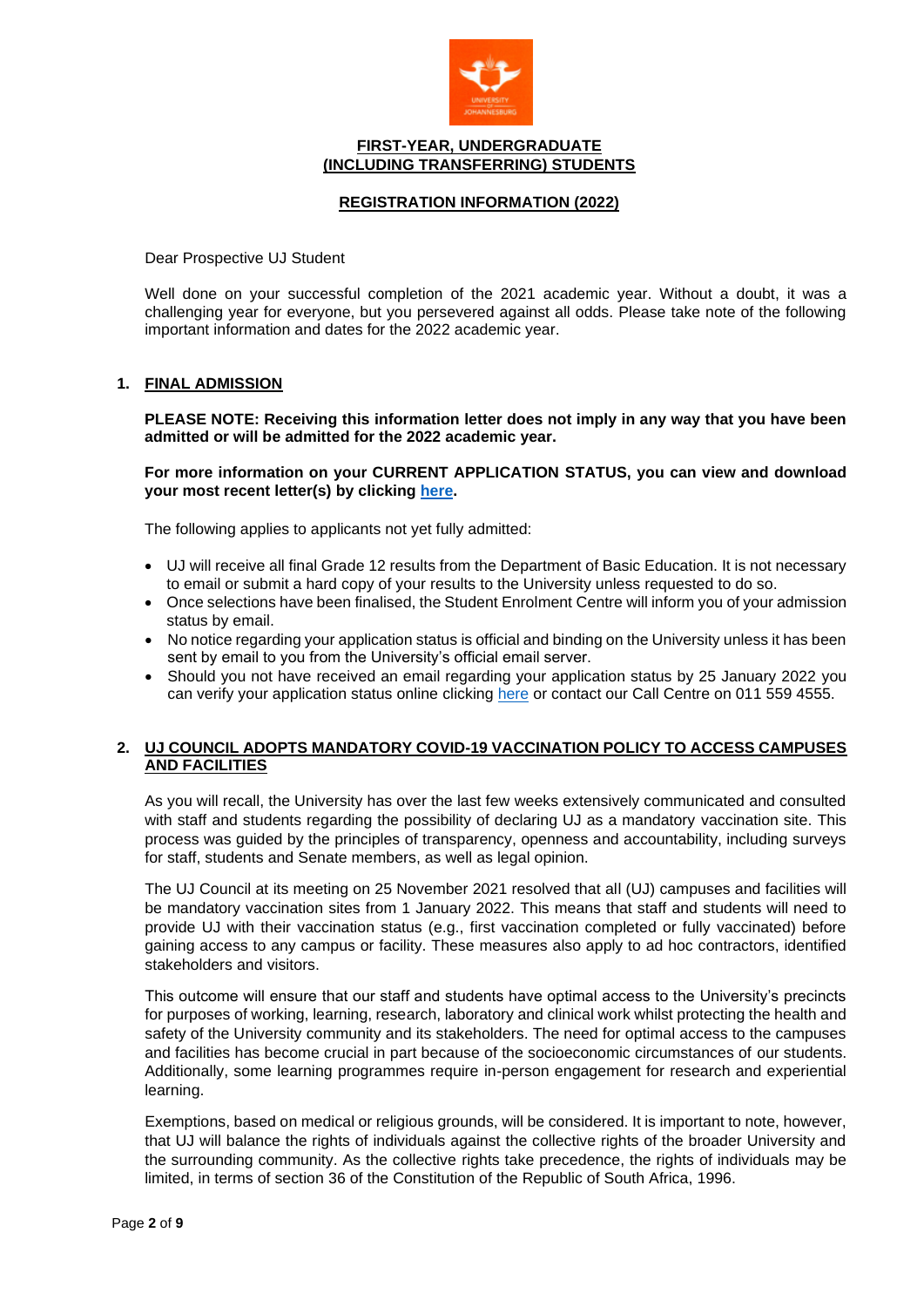**FIRST-YEAR, UNDERGRADUATE (INCLUDING TRANSFERRING) STUDENTS**

**REGISTRATION INFORMATION (2022)**

Dear Prospective UJ Student

Well done on your successful completion of the 2021 academic year. Without a doubt, it was a challenging year for everyone, but you persevered against all odds. Please take note of the following important information and dates for the 2022 academic year.

## 1. FINAL ADMISSION

**PLEASE NOTE: Receiving this information letter does not imply in any way that you have been admitted or will be admitted for the 2022 academic year.**

**For more information on your CURRENT APPLICATION STATUS, you can view and download your most recent letter(s) by clicking here.**

The following applies to applicants not yet fully admitted:

- UJ will receive all final Grade 12 results from the Department of Basic Education. It is not necessary to email or submit a hard copy of your results to the University unless requested to do so.
- Once selections have been finalised, the Student Enrolment Centre will inform you of your admission status by email.
- No notice regarding your application status is official and binding on the University unless it has been sent by email to you from the University's official email server.
- Should you not have received an email regarding your application status by 25 January 2022 you can verify your application status online clicking here or contact our Call Centre on 011 559 4555.

## 2. UJ COUNCIL ADOPTS MANDATORY COVID-19 VACCINATION POLICY TO ACCESS CAMPUSES AND FACILITIES

As you will recall, the University has over the last few weeks extensively communicated and consulted with staff and students regarding the possibility of declaring UJ as a mandatory vaccination site. This process was guided by the principles of transparency, openness and accountability, including surveys for staff, students and Senate members, as well as legal opinion.

The UJ Council at its meeting on 25 November 2021 resolved that all (UJ) campuses and facilities will be mandatory vaccination sites from 1 January 2022. This means that staff and students will need to provide UJ with their vaccination status (e.g., first vaccination completed or fully vaccinated) before gaining access to any campus or facility. These measures also apply to ad hoc contractors, identified stakeholders and visitors.

This outcome will ensure that our staff and students have optimal access to the University's precincts for purposes of working, learning, research, laboratory and clinical work whilst protecting the health and safety of the University community and its stakeholders. The need for optimal access to the campuses and facilities has become crucial in part because of the socioeconomic circumstances of our students. Additionally, some learning programmes require in-person engagement for research and experiential learning.

Exemptions, based on medical or religious grounds, will be considered. It is important to note, however, that UJ will balance the rights of individuals against the collective rights of the broader University and the surrounding community. As the collective rights take precedence, the rights of individuals may be limited, in terms of section 36 of the Constitution of the Republic of South Africa, 1996.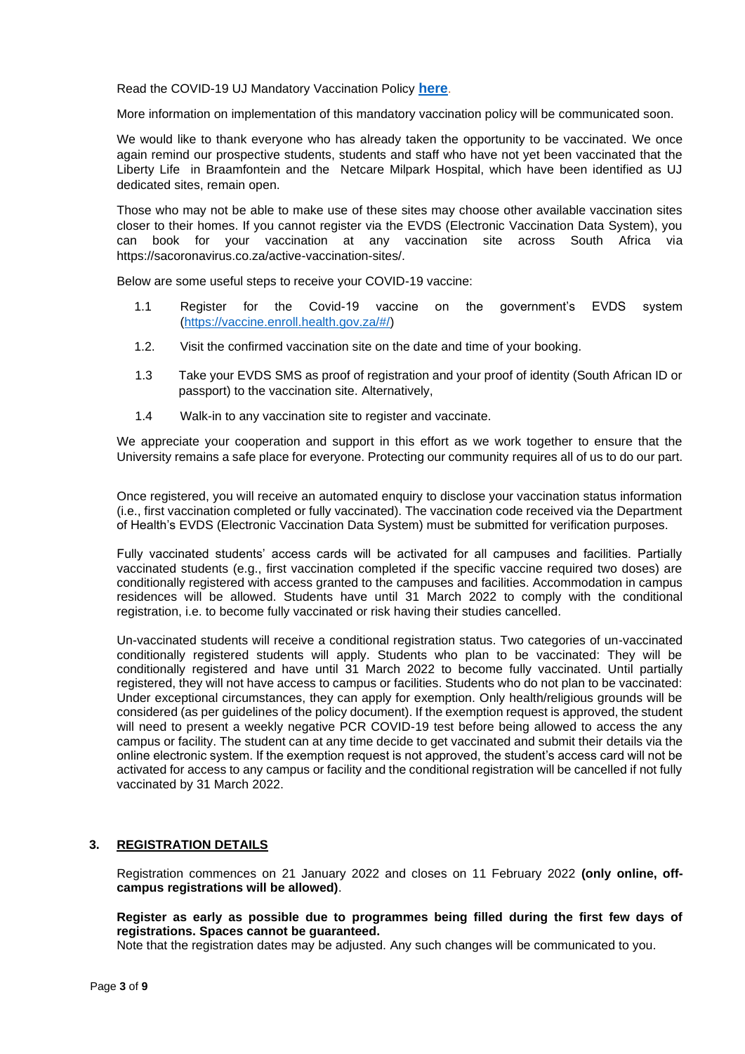Read the COVID-19 UJ Mandatory Vaccination Policy **here**.

More information on implementation of this mandatory vaccination policy will be communicated soon.

We would like to thank everyone who has already taken the opportunity to be vaccinated. We once again remind our prospective students, students and staff who have not yet been vaccinated that the Liberty Life in Braamfontein and the Netcare Milpark Hospital, which have been identified as UJ dedicated sites, remain open.

Those who may not be able to make use of these sites may choose other available vaccination sites closer to their homes. If you cannot register via the EVDS (Electronic Vaccination Data System), you can book for your vaccination at any vaccination site across South Africa via https://sacoronavirus.co.za/active-vaccination-sites/.

Below are some useful steps to receive your COVID-19 vaccine:

1.1 Register for the Covid-19 vaccine on the government's EVDS system (https://vaccine.enroll.health.gov.za/#/)

1.2. Visit the confirmed vaccination site on the date and time of your booking.

1.3 Take your EVDS SMS as proof of registration and your proof of identity (South African ID or passport) to the vaccination site. Alternatively,

1.4 Walk-in to any vaccination site to register and vaccinate.

We appreciate your cooperation and support in this effort as we work together to ensure that the University remains a safe place for everyone. Protecting our community requires all of us to do our part.

Once registered, you will receive an automated enquiry to disclose your vaccination status information (i.e., first vaccination completed or fully vaccinated). The vaccination code received via the Department of Health's EVDS (Electronic Vaccination Data System) must be submitted for verification purposes.

Fully vaccinated students' access cards will be activated for all campuses and facilities. Partially vaccinated students (e.g., first vaccination completed if the specific vaccine required two doses) are conditionally registered with access granted to the campuses and facilities. Accommodation in campus residences will be allowed. Students have until 31 March 2022 to comply with the conditional registration, i.e. to become fully vaccinated or risk having their studies cancelled.

Un-vaccinated students will receive a conditional registration status. Two categories of un-vaccinated conditionally registered students will apply. Students who plan to be vaccinated: They will be conditionally registered and have until 31 March 2022 to become fully vaccinated. Until partially registered, they will not have access to campus or facilities. Students who do not plan to be vaccinated: Under exceptional circumstances, they can apply for exemption. Only health/religious grounds will be considered (as per guidelines of the policy document). If the exemption request is approved, the student will need to present a weekly negative PCR COVID-19 test before being allowed to access the any campus or facility. The student can at any time decide to get vaccinated and submit their details via the online electronic system. If the exemption request is not approved, the student's access card will not be activated for access to any campus or facility and the conditional registration will be cancelled if not fully vaccinated by 31 March 2022.

## 3. REGISTRATION DETAILS

Registration commences on 21 January 2022 and closes on 11 February 2022 **(only online, off-campus registrations will be allowed)**.

**Register as early as possible due to programmes being filled during the first few days of registrations. Spaces cannot be guaranteed.**
Note that the registration dates may be adjusted. Any such changes will be communicated to you.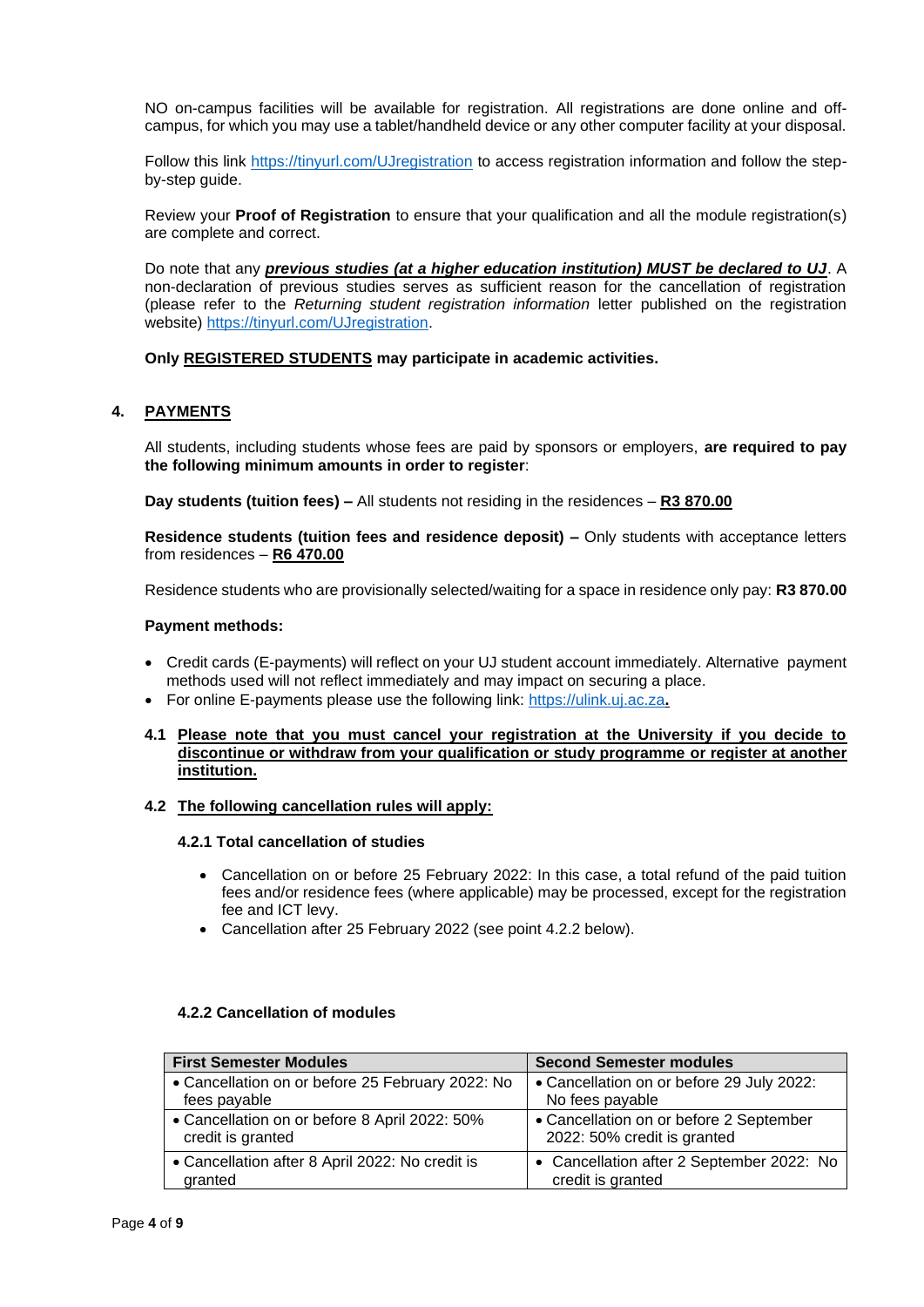NO on-campus facilities will be available for registration. All registrations are done online and off-campus, for which you may use a tablet/handheld device or any other computer facility at your disposal.

Follow this link [https://tinyurl.com/UJregistration](https://tinyurl.com/UJregistration) to access registration information and follow the step-by-step guide.

Review your **Proof of Registration** to ensure that your qualification and all the module registration(s) are complete and correct.

Do note that any ***previous studies (at a higher education institution) MUST be declared to UJ***. A non-declaration of previous studies serves as sufficient reason for the cancellation of registration (please refer to the *Returning student registration information* letter published on the registration website) [https://tinyurl.com/UJregistration](https://tinyurl.com/UJregistration).

**Only REGISTERED STUDENTS may participate in academic activities.**

## 4. PAYMENTS

All students, including students whose fees are paid by sponsors or employers, **are required to pay the following minimum amounts in order to register**:

**Day students (tuition fees) –** All students not residing in the residences – **R3 870.00**

**Residence students (tuition fees and residence deposit) –** Only students with acceptance letters from residences – **R6 470.00**

Residence students who are provisionally selected/waiting for a space in residence only pay: **R3 870.00**

**Payment methods:**

- Credit cards (E-payments) will reflect on your UJ student account immediately. Alternative payment methods used will not reflect immediately and may impact on securing a place.
- For online E-payments please use the following link: [https://ulink.uj.ac.za](https://ulink.uj.ac.za).

### 4.1 Please note that you must cancel your registration at the University if you decide to discontinue or withdraw from your qualification or study programme or register at another institution.

### 4.2 The following cancellation rules will apply:

#### 4.2.1 Total cancellation of studies

- Cancellation on or before 25 February 2022: In this case, a total refund of the paid tuition fees and/or residence fees (where applicable) may be processed, except for the registration fee and ICT levy.
- Cancellation after 25 February 2022 (see point 4.2.2 below).

#### 4.2.2 Cancellation of modules

| First Semester Modules | Second Semester modules |
|---|---|
| • Cancellation on or before 25 February 2022: No fees payable | • Cancellation on or before 29 July 2022: No fees payable |
| • Cancellation on or before 8 April 2022: 50% credit is granted | • Cancellation on or before 2 September 2022: 50% credit is granted |
| • Cancellation after 8 April 2022: No credit is granted | • Cancellation after 2 September 2022: No credit is granted |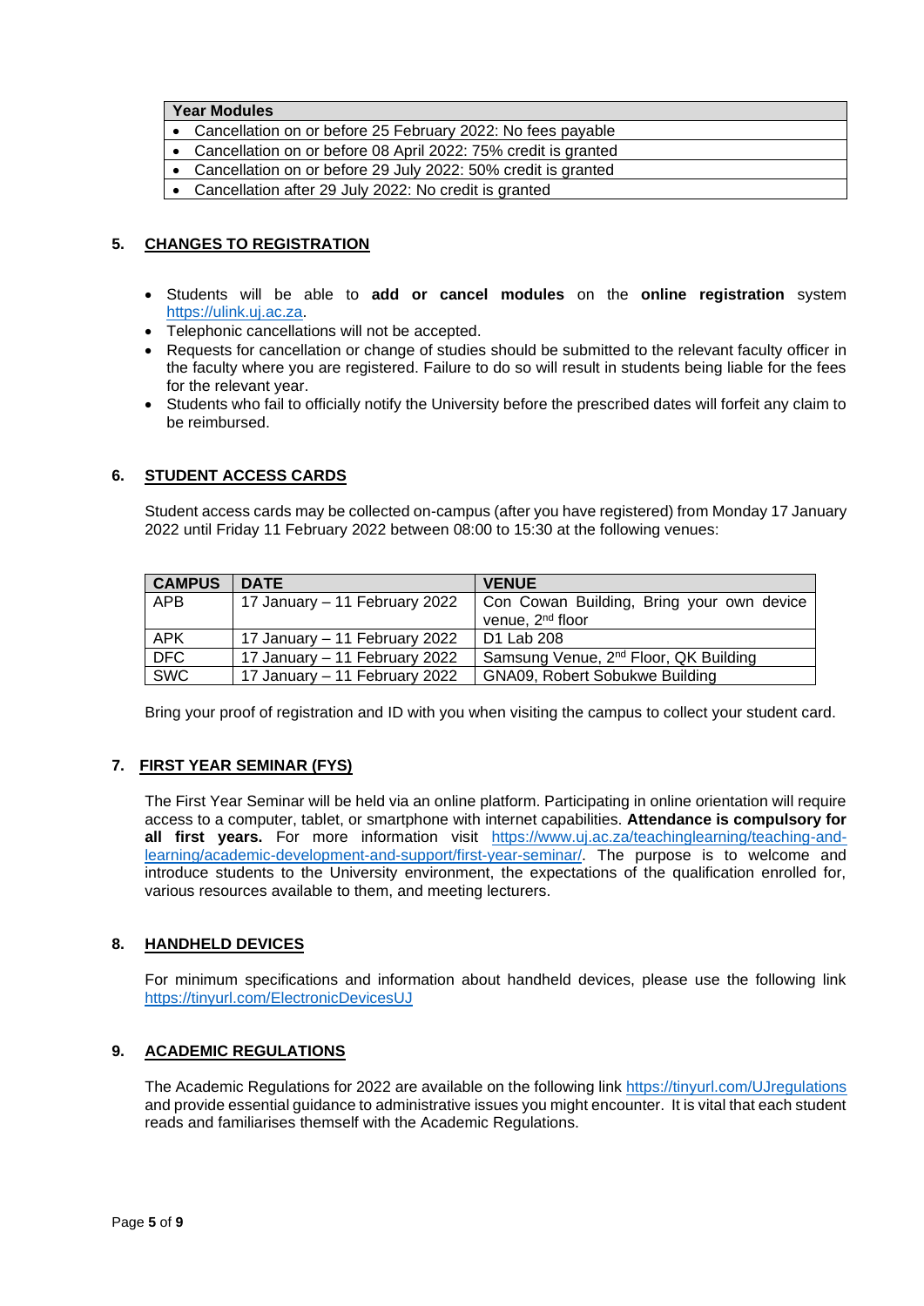| Year Modules |
|---|
| • Cancellation on or before 25 February 2022: No fees payable |
| • Cancellation on or before 08 April 2022: 75% credit is granted |
| • Cancellation on or before 29 July 2022: 50% credit is granted |
| • Cancellation after 29 July 2022: No credit is granted |

## 5. CHANGES TO REGISTRATION

- Students will be able to **add or cancel modules** on the **online registration** system https://ulink.uj.ac.za.
- Telephonic cancellations will not be accepted.
- Requests for cancellation or change of studies should be submitted to the relevant faculty officer in the faculty where you are registered. Failure to do so will result in students being liable for the fees for the relevant year.
- Students who fail to officially notify the University before the prescribed dates will forfeit any claim to be reimbursed.

## 6. STUDENT ACCESS CARDS

Student access cards may be collected on-campus (after you have registered) from Monday 17 January 2022 until Friday 11 February 2022 between 08:00 to 15:30 at the following venues:

| CAMPUS | DATE | VENUE |
|---|---|---|
| APB | 17 January – 11 February 2022 | Con Cowan Building, Bring your own device venue, 2nd floor |
| APK | 17 January – 11 February 2022 | D1 Lab 208 |
| DFC | 17 January – 11 February 2022 | Samsung Venue, 2nd Floor, QK Building |
| SWC | 17 January – 11 February 2022 | GNA09, Robert Sobukwe Building |

Bring your proof of registration and ID with you when visiting the campus to collect your student card.

## 7. FIRST YEAR SEMINAR (FYS)

The First Year Seminar will be held via an online platform. Participating in online orientation will require access to a computer, tablet, or smartphone with internet capabilities. **Attendance is compulsory for all first years.** For more information visit https://www.uj.ac.za/teachinglearning/teaching-and-learning/academic-development-and-support/first-year-seminar/. The purpose is to welcome and introduce students to the University environment, the expectations of the qualification enrolled for, various resources available to them, and meeting lecturers.

## 8. HANDHELD DEVICES

For minimum specifications and information about handheld devices, please use the following link https://tinyurl.com/ElectronicDevicesUJ

## 9. ACADEMIC REGULATIONS

The Academic Regulations for 2022 are available on the following link https://tinyurl.com/UJregulations and provide essential guidance to administrative issues you might encounter. It is vital that each student reads and familiarises themself with the Academic Regulations.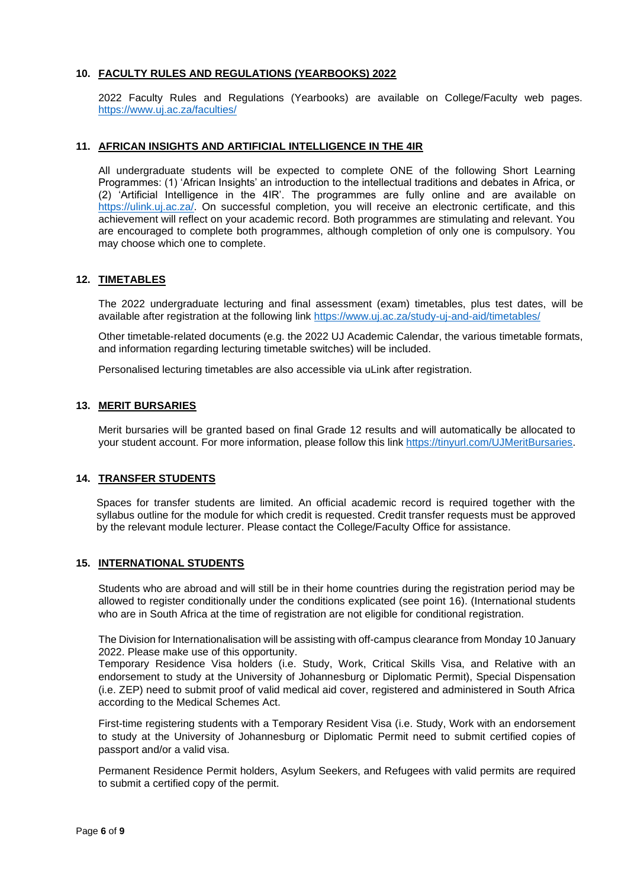## 10. FACULTY RULES AND REGULATIONS (YEARBOOKS) 2022

2022 Faculty Rules and Regulations (Yearbooks) are available on College/Faculty web pages. https://www.uj.ac.za/faculties/

## 11. AFRICAN INSIGHTS AND ARTIFICIAL INTELLIGENCE IN THE 4IR

All undergraduate students will be expected to complete ONE of the following Short Learning Programmes: (1) 'African Insights' an introduction to the intellectual traditions and debates in Africa, or (2) 'Artificial Intelligence in the 4IR'. The programmes are fully online and are available on https://ulink.uj.ac.za/. On successful completion, you will receive an electronic certificate, and this achievement will reflect on your academic record. Both programmes are stimulating and relevant. You are encouraged to complete both programmes, although completion of only one is compulsory. You may choose which one to complete.

## 12. TIMETABLES

The 2022 undergraduate lecturing and final assessment (exam) timetables, plus test dates, will be available after registration at the following link https://www.uj.ac.za/study-uj-and-aid/timetables/

Other timetable-related documents (e.g. the 2022 UJ Academic Calendar, the various timetable formats, and information regarding lecturing timetable switches) will be included.

Personalised lecturing timetables are also accessible via uLink after registration.

## 13. MERIT BURSARIES

Merit bursaries will be granted based on final Grade 12 results and will automatically be allocated to your student account. For more information, please follow this link https://tinyurl.com/UJMeritBursaries.

## 14. TRANSFER STUDENTS

Spaces for transfer students are limited. An official academic record is required together with the syllabus outline for the module for which credit is requested. Credit transfer requests must be approved by the relevant module lecturer. Please contact the College/Faculty Office for assistance.

## 15. INTERNATIONAL STUDENTS

Students who are abroad and will still be in their home countries during the registration period may be allowed to register conditionally under the conditions explicated (see point 16). (International students who are in South Africa at the time of registration are not eligible for conditional registration.

The Division for Internationalisation will be assisting with off-campus clearance from Monday 10 January 2022. Please make use of this opportunity.
Temporary Residence Visa holders (i.e. Study, Work, Critical Skills Visa, and Relative with an endorsement to study at the University of Johannesburg or Diplomatic Permit), Special Dispensation (i.e. ZEP) need to submit proof of valid medical aid cover, registered and administered in South Africa according to the Medical Schemes Act.

First-time registering students with a Temporary Resident Visa (i.e. Study, Work with an endorsement to study at the University of Johannesburg or Diplomatic Permit need to submit certified copies of passport and/or a valid visa.

Permanent Residence Permit holders, Asylum Seekers, and Refugees with valid permits are required to submit a certified copy of the permit.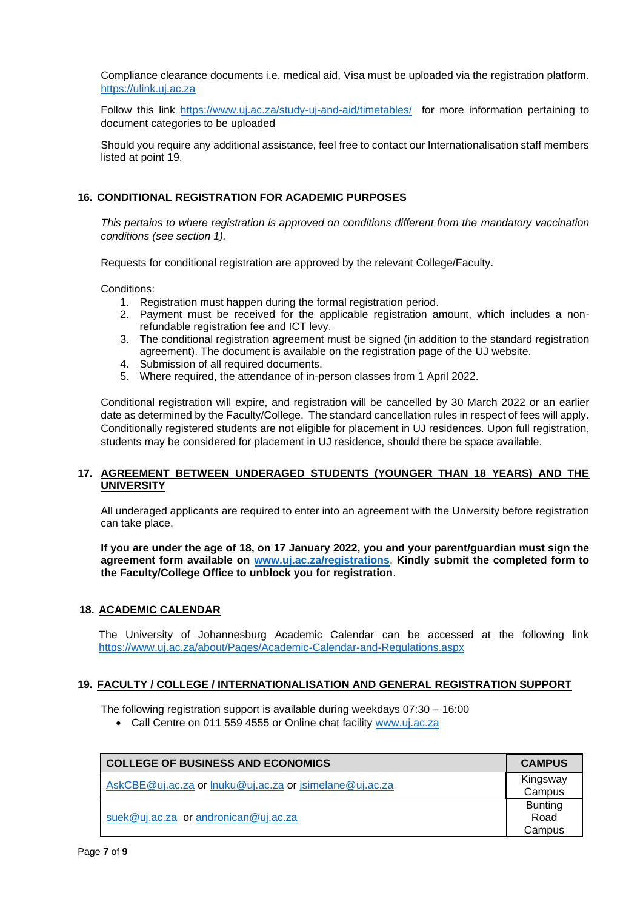Compliance clearance documents i.e. medical aid, Visa must be uploaded via the registration platform. https://ulink.uj.ac.za

Follow this link https://www.uj.ac.za/study-uj-and-aid/timetables/ for more information pertaining to document categories to be uploaded

Should you require any additional assistance, feel free to contact our Internationalisation staff members listed at point 19.

## 16. CONDITIONAL REGISTRATION FOR ACADEMIC PURPOSES

*This pertains to where registration is approved on conditions different from the mandatory vaccination conditions (see section 1).*

Requests for conditional registration are approved by the relevant College/Faculty.

Conditions:

1. Registration must happen during the formal registration period.
2. Payment must be received for the applicable registration amount, which includes a non-refundable registration fee and ICT levy.
3. The conditional registration agreement must be signed (in addition to the standard registration agreement). The document is available on the registration page of the UJ website.
4. Submission of all required documents.
5. Where required, the attendance of in-person classes from 1 April 2022.

Conditional registration will expire, and registration will be cancelled by 30 March 2022 or an earlier date as determined by the Faculty/College. The standard cancellation rules in respect of fees will apply. Conditionally registered students are not eligible for placement in UJ residences. Upon full registration, students may be considered for placement in UJ residence, should there be space available.

## 17. AGREEMENT BETWEEN UNDERAGED STUDENTS (YOUNGER THAN 18 YEARS) AND THE UNIVERSITY

All underaged applicants are required to enter into an agreement with the University before registration can take place.

**If you are under the age of 18, on 17 January 2022, you and your parent/guardian must sign the agreement form available on www.uj.ac.za/registrations. Kindly submit the completed form to the Faculty/College Office to unblock you for registration**.

## 18. ACADEMIC CALENDAR

The University of Johannesburg Academic Calendar can be accessed at the following link https://www.uj.ac.za/about/Pages/Academic-Calendar-and-Regulations.aspx

## 19. FACULTY / COLLEGE / INTERNATIONALISATION AND GENERAL REGISTRATION SUPPORT

The following registration support is available during weekdays 07:30 – 16:00

- Call Centre on 011 559 4555 or Online chat facility www.uj.ac.za

| COLLEGE OF BUSINESS AND ECONOMICS | CAMPUS |
|---|---|
| AskCBE@uj.ac.za or lnuku@uj.ac.za or jsimelane@uj.ac.za | Kingsway Campus |
| suek@uj.ac.za or andronican@uj.ac.za | Bunting Road Campus |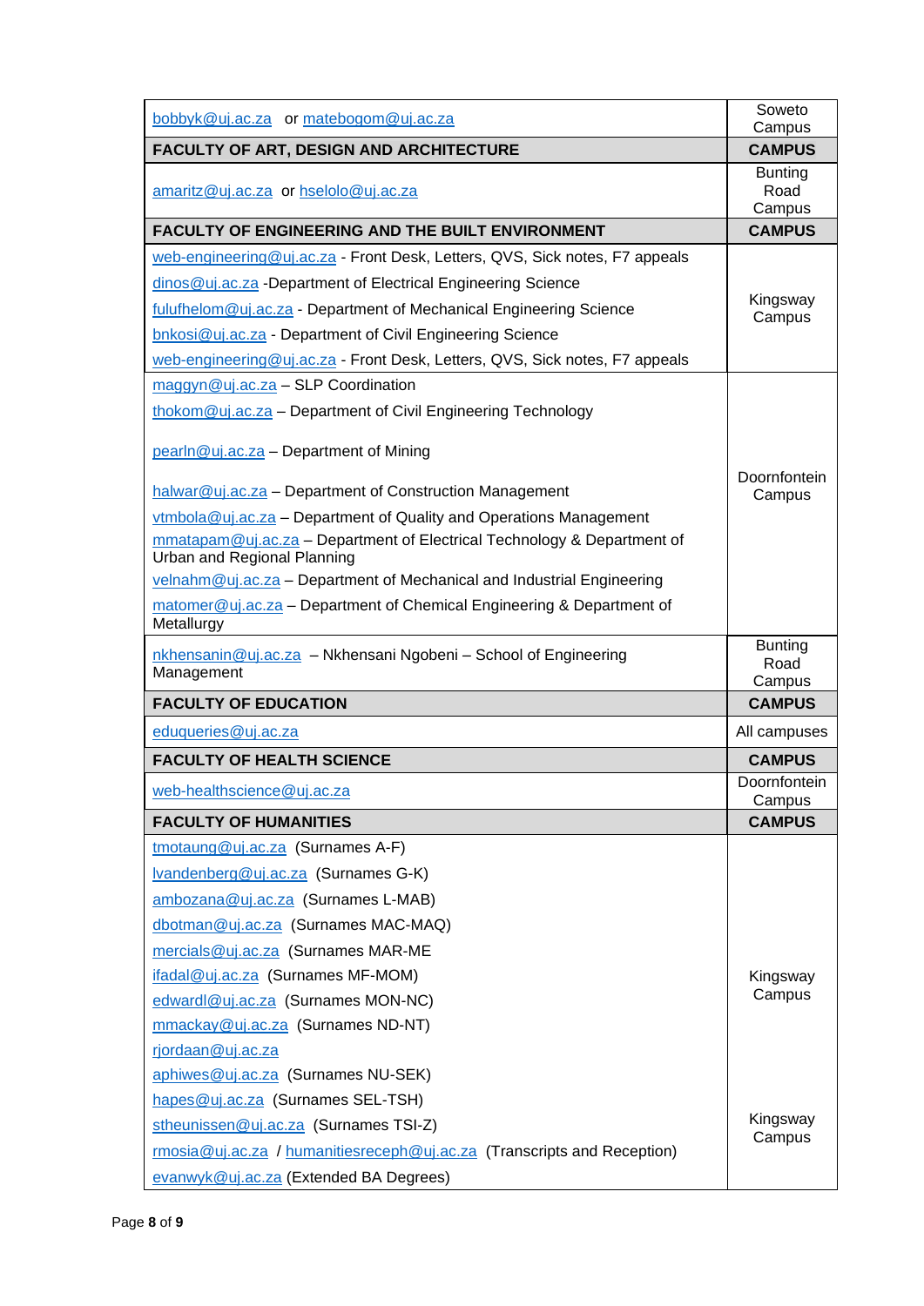| | |
|---|---|
| bobbyk@uj.ac.za or matebogom@uj.ac.za | Soweto Campus |
| **FACULTY OF ART, DESIGN AND ARCHITECTURE** | **CAMPUS** |
| amaritz@uj.ac.za or hselolo@uj.ac.za | Bunting Road Campus |
| **FACULTY OF ENGINEERING AND THE BUILT ENVIRONMENT** | **CAMPUS** |
| web-engineering@uj.ac.za - Front Desk, Letters, QVS, Sick notes, F7 appeals<br>dinos@uj.ac.za -Department of Electrical Engineering Science<br>fulufhelom@uj.ac.za - Department of Mechanical Engineering Science<br>bnkosi@uj.ac.za - Department of Civil Engineering Science<br>web-engineering@uj.ac.za - Front Desk, Letters, QVS, Sick notes, F7 appeals | Kingsway Campus |
| maggyn@uj.ac.za – SLP Coordination<br>thokom@uj.ac.za – Department of Civil Engineering Technology<br>pearln@uj.ac.za – Department of Mining<br>halwar@uj.ac.za – Department of Construction Management<br>vtmbola@uj.ac.za – Department of Quality and Operations Management<br>mmatapam@uj.ac.za – Department of Electrical Technology & Department of Urban and Regional Planning<br>velnahm@uj.ac.za – Department of Mechanical and Industrial Engineering<br>matomer@uj.ac.za – Department of Chemical Engineering & Department of Metallurgy | Doornfontein Campus |
| nkhensanin@uj.ac.za – Nkhensani Ngobeni – School of Engineering Management | Bunting Road Campus |
| **FACULTY OF EDUCATION** | **CAMPUS** |
| eduqueries@uj.ac.za | All campuses |
| **FACULTY OF HEALTH SCIENCE** | **CAMPUS** |
| web-healthscience@uj.ac.za | Doornfontein Campus |
| **FACULTY OF HUMANITIES** | **CAMPUS** |
| tmotaung@uj.ac.za (Surnames A-F)<br>lvandenberg@uj.ac.za (Surnames G-K)<br>ambozana@uj.ac.za (Surnames L-MAB)<br>dbotman@uj.ac.za (Surnames MAC-MAQ)<br>mercials@uj.ac.za (Surnames MAR-ME<br>ifadal@uj.ac.za (Surnames MF-MOM)<br>edwardl@uj.ac.za (Surnames MON-NC)<br>mmackay@uj.ac.za (Surnames ND-NT)<br>rjordaan@uj.ac.za | Kingsway Campus |
| aphiwes@uj.ac.za (Surnames NU-SEK)<br>hapes@uj.ac.za (Surnames SEL-TSH)<br>stheunissen@uj.ac.za (Surnames TSI-Z)<br>rmosia@uj.ac.za / humanitiesreceph@uj.ac.za (Transcripts and Reception)<br>evanwyk@uj.ac.za (Extended BA Degrees) | Kingsway Campus |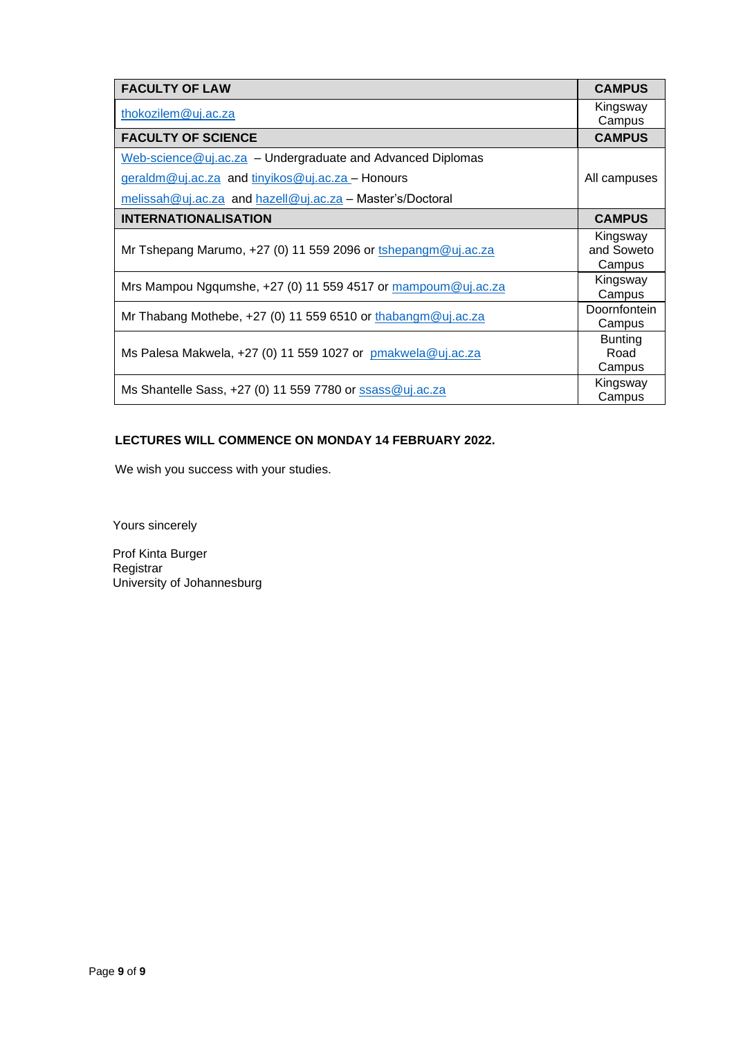| FACULTY OF LAW | CAMPUS |
|---|---|
| thokozilem@uj.ac.za | Kingsway Campus |
| **FACULTY OF SCIENCE** | **CAMPUS** |
| Web-science@uj.ac.za – Undergraduate and Advanced Diplomas<br>geraldm@uj.ac.za and tinyikos@uj.ac.za – Honours<br>melissah@uj.ac.za and hazell@uj.ac.za – Master's/Doctoral | All campuses |
| **INTERNATIONALISATION** | **CAMPUS** |
| Mr Tshepang Marumo, +27 (0) 11 559 2096 or tshepangm@uj.ac.za | Kingsway and Soweto Campus |
| Mrs Mampou Ngqumshe, +27 (0) 11 559 4517 or mampoum@uj.ac.za | Kingsway Campus |
| Mr Thabang Mothebe, +27 (0) 11 559 6510 or thabangm@uj.ac.za | Doornfontein Campus |
| Ms Palesa Makwela, +27 (0) 11 559 1027 or pmakwela@uj.ac.za | Bunting Road Campus |
| Ms Shantelle Sass, +27 (0) 11 559 7780 or ssass@uj.ac.za | Kingsway Campus |

**LECTURES WILL COMMENCE ON MONDAY 14 FEBRUARY 2022.**

We wish you success with your studies.

Yours sincerely

Prof Kinta Burger
Registrar
University of Johannesburg